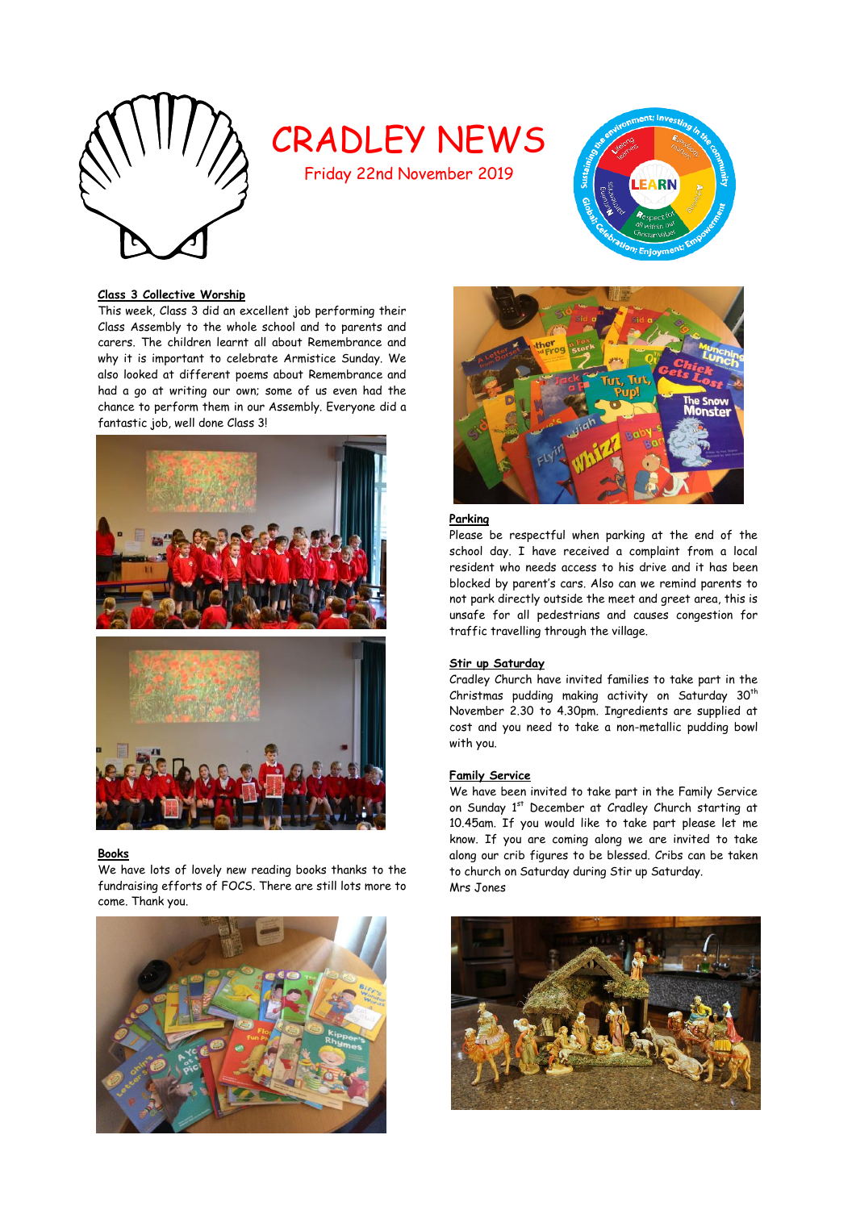# CRADLEY NEWS

Friday 22nd November 2019

### Class 3 Collective Worship

This week, Class 3 did an excellent job performing their Class Assembly to the whole school and to parents and carers. The children learnt all about Remembrance and why it is important to celebrate Armistice Sunday. We also looked at different poems about Remembrance and had a go at writing our own; some of us even had the chance to perform them in our Assembly. Everyone did a fantastic job, well done Class 3!

### Books

We have lots of lovely new reading books thanks to the fundraising efforts of FOCS. There are still lots more to come. Thank you.

### Parking

Please be respectful when parking at the end of the school day. I have received a complaint from a local resident who needs access to his drive and it has been blocked by parent's cars. Also can we remind parents to not park directly outside the meet and greet area, this is unsafe for all pedestrians and causes congestion for traffic travelling through the village.

### Stir up Saturday

Cradley Church have invited families to take part in the Christmas pudding making activity on Saturday 30th November 2.30 to 4.30pm. Ingredients are supplied at cost and you need to take a non-metallic pudding bowl with you.

### Family Service

We have been invited to take part in the Family Service on Sunday 1st December at Cradley Church starting at 10.45am. If you would like to take part please let me know. If you are coming along we are invited to take along our crib figures to be blessed. Cribs can be taken to church on Saturday during Stir up Saturday.

Mrs Jones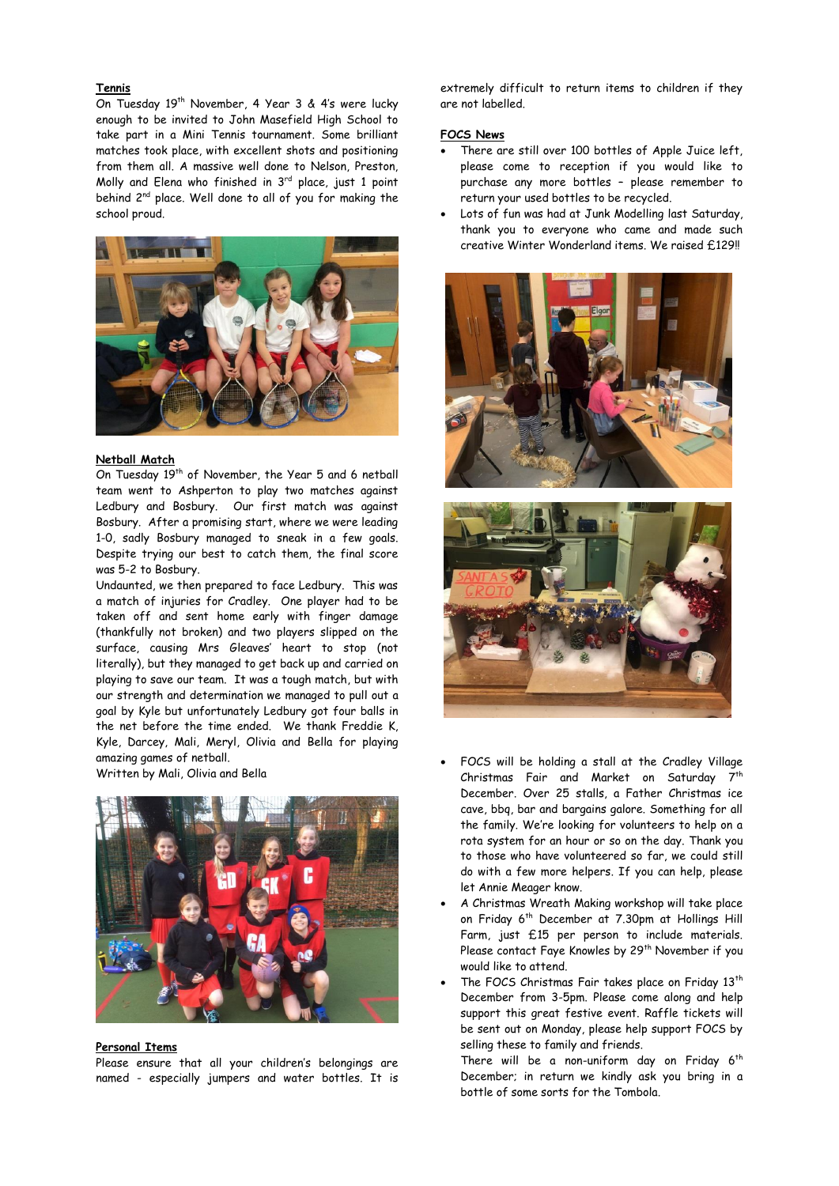**Tennis**

On Tuesday 19th November, 4 Year 3 & 4's were lucky enough to be invited to John Masefield High School to take part in a Mini Tennis tournament. Some brilliant matches took place, with excellent shots and positioning from them all. A massive well done to Nelson, Preston, Molly and Elena who finished in 3rd place, just 1 point behind 2nd place. Well done to all of you for making the school proud.

**Netball Match**

On Tuesday 19th of November, the Year 5 and 6 netball team went to Ashperton to play two matches against Ledbury and Bosbury. Our first match was against Bosbury. After a promising start, where we were leading 1-0, sadly Bosbury managed to sneak in a few goals. Despite trying our best to catch them, the final score was 5-2 to Bosbury.

Undaunted, we then prepared to face Ledbury. This was a match of injuries for Cradley. One player had to be taken off and sent home early with finger damage (thankfully not broken) and two players slipped on the surface, causing Mrs Gleaves' heart to stop (not literally), but they managed to get back up and carried on playing to save our team. It was a tough match, but with our strength and determination we managed to pull out a goal by Kyle but unfortunately Ledbury got four balls in the net before the time ended. We thank Freddie K, Kyle, Darcey, Mali, Meryl, Olivia and Bella for playing amazing games of netball.

Written by Mali, Olivia and Bella

**Personal Items**

Please ensure that all your children's belongings are named - especially jumpers and water bottles. It is extremely difficult to return items to children if they are not labelled.

**FOCS News**

- There are still over 100 bottles of Apple Juice left, please come to reception if you would like to purchase any more bottles – please remember to return your used bottles to be recycled.
- Lots of fun was had at Junk Modelling last Saturday, thank you to everyone who came and made such creative Winter Wonderland items. We raised £129!!
- FOCS will be holding a stall at the Cradley Village Christmas Fair and Market on Saturday 7th December. Over 25 stalls, a Father Christmas ice cave, bbq, bar and bargains galore. Something for all the family. We're looking for volunteers to help on a rota system for an hour or so on the day. Thank you to those who have volunteered so far, we could still do with a few more helpers. If you can help, please let Annie Meager know.
- A Christmas Wreath Making workshop will take place on Friday 6th December at 7.30pm at Hollings Hill Farm, just £15 per person to include materials. Please contact Faye Knowles by 29th November if you would like to attend.
- The FOCS Christmas Fair takes place on Friday 13th December from 3-5pm. Please come along and help support this great festive event. Raffle tickets will be sent out on Monday, please help support FOCS by selling these to family and friends.
  There will be a non-uniform day on Friday 6th December; in return we kindly ask you bring in a bottle of some sorts for the Tombola.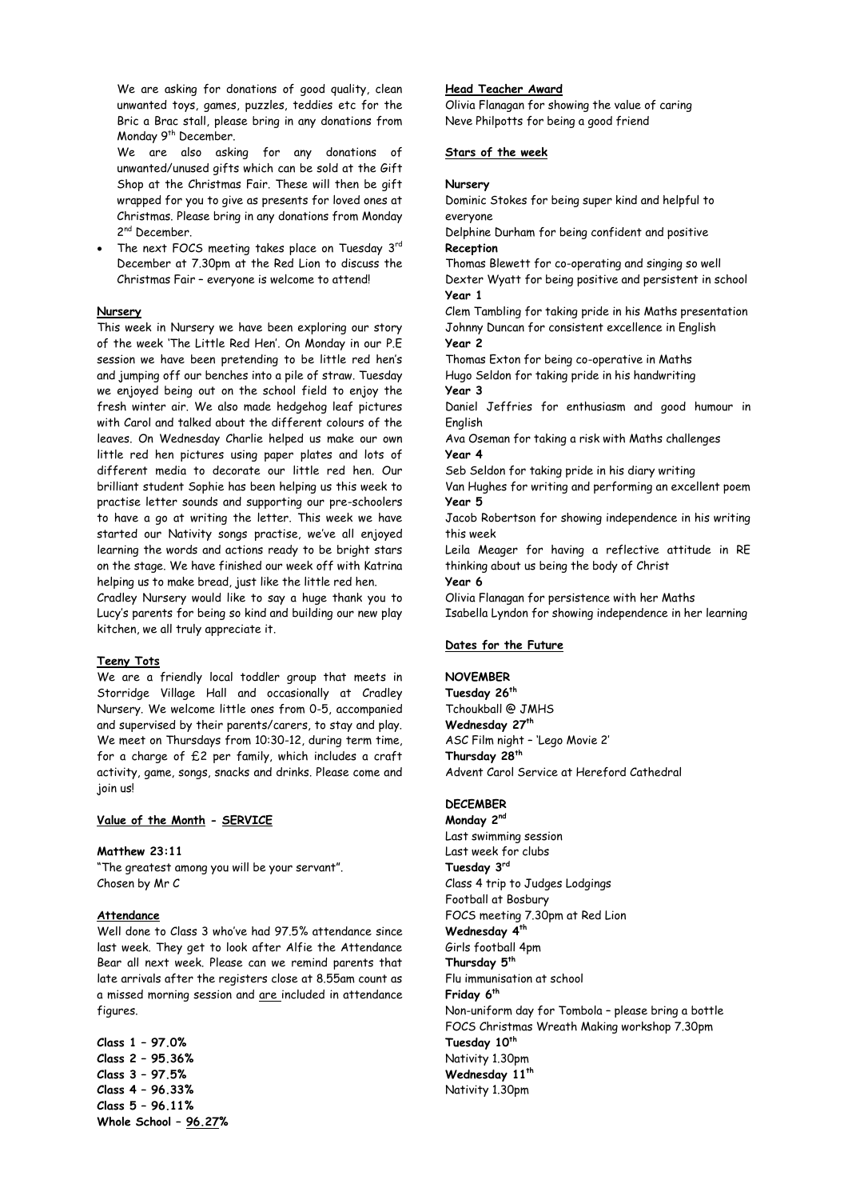We are asking for donations of good quality, clean unwanted toys, games, puzzles, teddies etc for the Bric a Brac stall, please bring in any donations from Monday 9th December.

We are also asking for any donations of unwanted/unused gifts which can be sold at the Gift Shop at the Christmas Fair. These will then be gift wrapped for you to give as presents for loved ones at Christmas. Please bring in any donations from Monday 2nd December.

- The next FOCS meeting takes place on Tuesday 3rd December at 7.30pm at the Red Lion to discuss the Christmas Fair – everyone is welcome to attend!

**Nursery**

This week in Nursery we have been exploring our story of the week 'The Little Red Hen'. On Monday in our P.E session we have been pretending to be little red hen's and jumping off our benches into a pile of straw. Tuesday we enjoyed being out on the school field to enjoy the fresh winter air. We also made hedgehog leaf pictures with Carol and talked about the different colours of the leaves. On Wednesday Charlie helped us make our own little red hen pictures using paper plates and lots of different media to decorate our little red hen. Our brilliant student Sophie has been helping us this week to practise letter sounds and supporting our pre-schoolers to have a go at writing the letter. This week we have started our Nativity songs practise, we've all enjoyed learning the words and actions ready to be bright stars on the stage. We have finished our week off with Katrina helping us to make bread, just like the little red hen.

Cradley Nursery would like to say a huge thank you to Lucy's parents for being so kind and building our new play kitchen, we all truly appreciate it.

**Teeny Tots**

We are a friendly local toddler group that meets in Storridge Village Hall and occasionally at Cradley Nursery. We welcome little ones from 0-5, accompanied and supervised by their parents/carers, to stay and play. We meet on Thursdays from 10:30-12, during term time, for a charge of £2 per family, which includes a craft activity, game, songs, snacks and drinks. Please come and join us!

**Value of the Month - SERVICE**

**Matthew 23:11**

"The greatest among you will be your servant".
Chosen by Mr C

**Attendance**

Well done to Class 3 who've had 97.5% attendance since last week. They get to look after Alfie the Attendance Bear all next week. Please can we remind parents that late arrivals after the registers close at 8.55am count as a missed morning session and are included in attendance figures.

**Class 1 – 97.0%**
**Class 2 – 95.36%**
**Class 3 – 97.5%**
**Class 4 – 96.33%**
**Class 5 – 96.11%**
**Whole School – 96.27%**

**Head Teacher Award**

Olivia Flanagan for showing the value of caring
Neve Philpotts for being a good friend

**Stars of the week**

**Nursery**
Dominic Stokes for being super kind and helpful to everyone
Delphine Durham for being confident and positive

**Reception**
Thomas Blewett for co-operating and singing so well
Dexter Wyatt for being positive and persistent in school

**Year 1**
Clem Tambling for taking pride in his Maths presentation
Johnny Duncan for consistent excellence in English

**Year 2**
Thomas Exton for being co-operative in Maths
Hugo Seldon for taking pride in his handwriting

**Year 3**
Daniel Jeffries for enthusiasm and good humour in English
Ava Oseman for taking a risk with Maths challenges

**Year 4**
Seb Seldon for taking pride in his diary writing
Van Hughes for writing and performing an excellent poem

**Year 5**
Jacob Robertson for showing independence in his writing this week
Leila Meager for having a reflective attitude in RE thinking about us being the body of Christ

**Year 6**
Olivia Flanagan for persistence with her Maths
Isabella Lyndon for showing independence in her learning

**Dates for the Future**

**NOVEMBER**

**Tuesday 26th**
Tchoukball @ JMHS

**Wednesday 27th**
ASC Film night – 'Lego Movie 2'

**Thursday 28th**
Advent Carol Service at Hereford Cathedral

**DECEMBER**

**Monday 2nd**
Last swimming session
Last week for clubs

**Tuesday 3rd**
Class 4 trip to Judges Lodgings
Football at Bosbury
FOCS meeting 7.30pm at Red Lion

**Wednesday 4th**
Girls football 4pm

**Thursday 5th**
Flu immunisation at school

**Friday 6th**
Non-uniform day for Tombola – please bring a bottle
FOCS Christmas Wreath Making workshop 7.30pm

**Tuesday 10th**
Nativity 1.30pm

**Wednesday 11th**
Nativity 1.30pm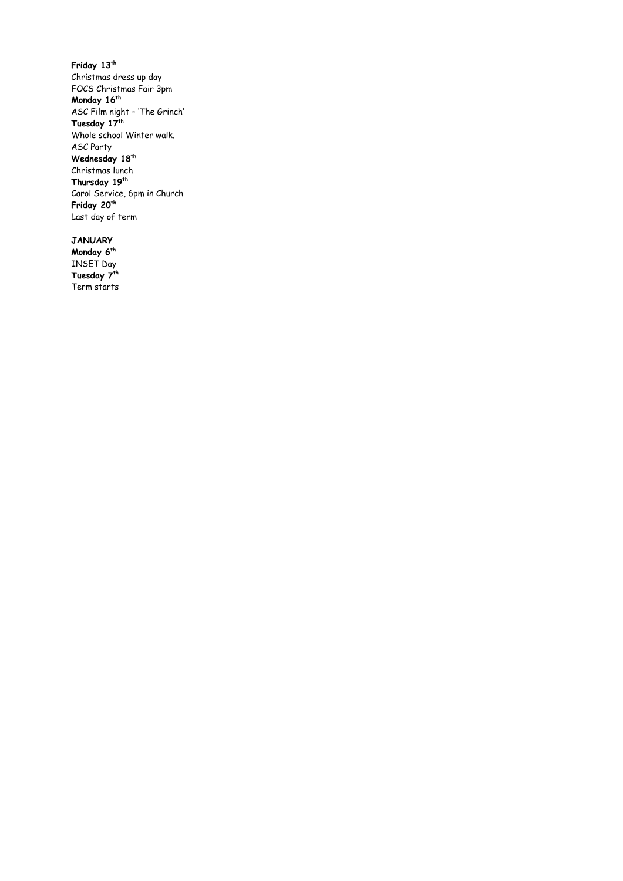**Friday 13th**
Christmas dress up day
FOCS Christmas Fair 3pm
**Monday 16th**
ASC Film night – 'The Grinch'
**Tuesday 17th**
Whole school Winter walk.
ASC Party
**Wednesday 18th**
Christmas lunch
**Thursday 19th**
Carol Service, 6pm in Church
**Friday 20th**
Last day of term

**JANUARY**
**Monday 6th**
INSET Day
**Tuesday 7th**
Term starts